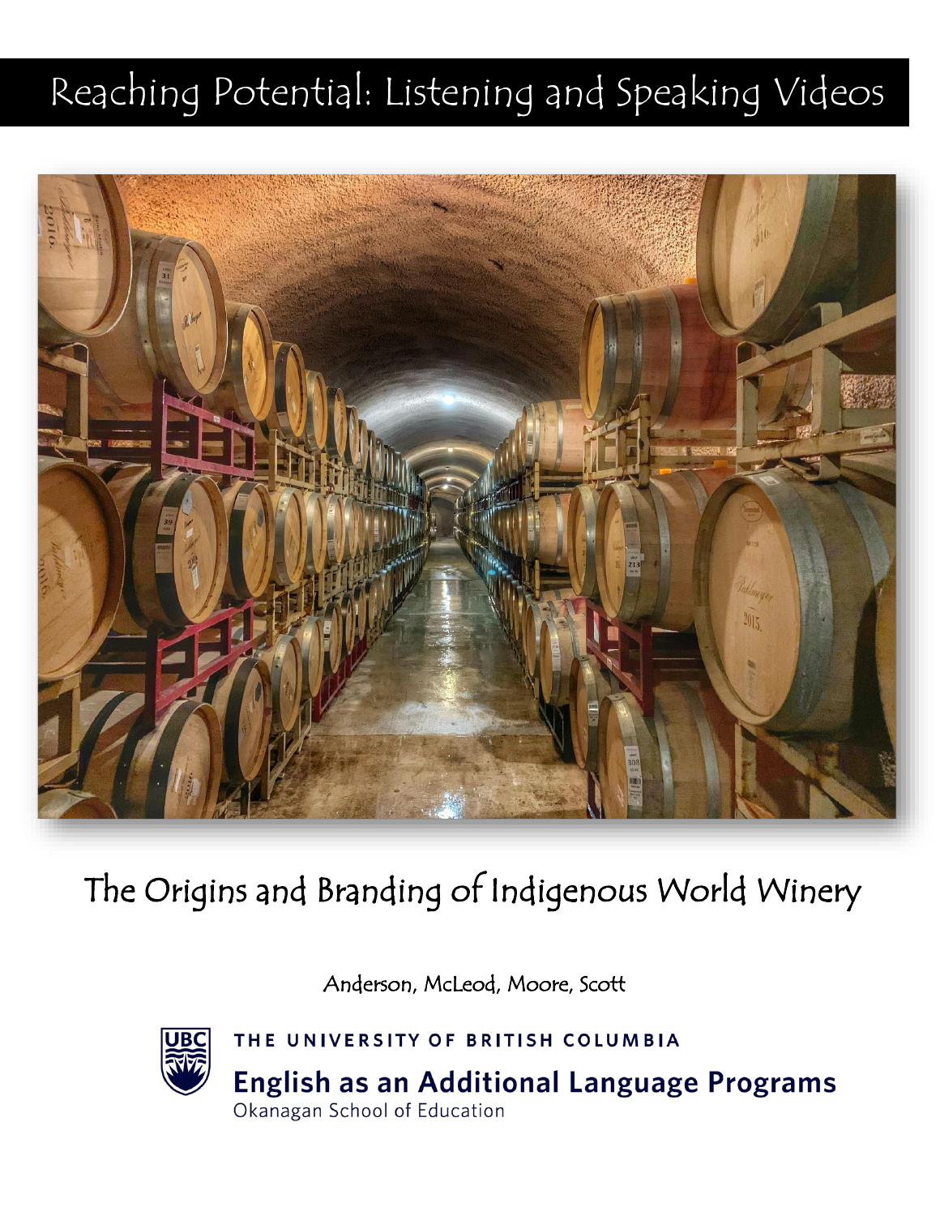# Reaching Potential: Listening and Speaking Videos

## The Origins and Branding of Indigenous World Winery

Anderson, McLeod, Moore, Scott

THE UNIVERSITY OF BRITISH COLUMBIA

**English as an Additional Language Programs**

Okanagan School of Education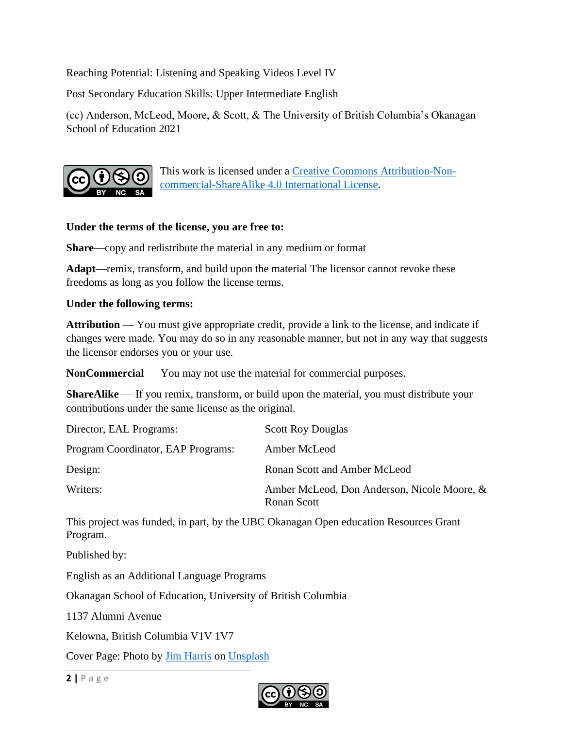Reaching Potential: Listening and Speaking Videos Level IV

Post Secondary Education Skills: Upper Intermediate English

(cc) Anderson, McLeod, Moore, & Scott, & The University of British Columbia's Okanagan School of Education 2021

This work is licensed under a [Creative Commons Attribution-Non-commercial-ShareAlike 4.0 International License](https://creativecommons.org/licenses/by-nc-sa/4.0/).

**Under the terms of the license, you are free to:**

**Share**—copy and redistribute the material in any medium or format

**Adapt**—remix, transform, and build upon the material The licensor cannot revoke these freedoms as long as you follow the license terms.

**Under the following terms:**

**Attribution** — You must give appropriate credit, provide a link to the license, and indicate if changes were made. You may do so in any reasonable manner, but not in any way that suggests the licensor endorses you or your use.

**NonCommercial** — You may not use the material for commercial purposes.

**ShareAlike** — If you remix, transform, or build upon the material, you must distribute your contributions under the same license as the original.

| | |
|---|---|
| Director, EAL Programs: | Scott Roy Douglas |
| Program Coordinator, EAP Programs: | Amber McLeod |
| Design: | Ronan Scott and Amber McLeod |
| Writers: | Amber McLeod, Don Anderson, Nicole Moore, & Ronan Scott |

This project was funded, in part, by the UBC Okanagan Open education Resources Grant Program.

Published by:

English as an Additional Language Programs

Okanagan School of Education, University of British Columbia

1137 Alumni Avenue

Kelowna, British Columbia V1V 1V7

Cover Page: Photo by Jim Harris on Unsplash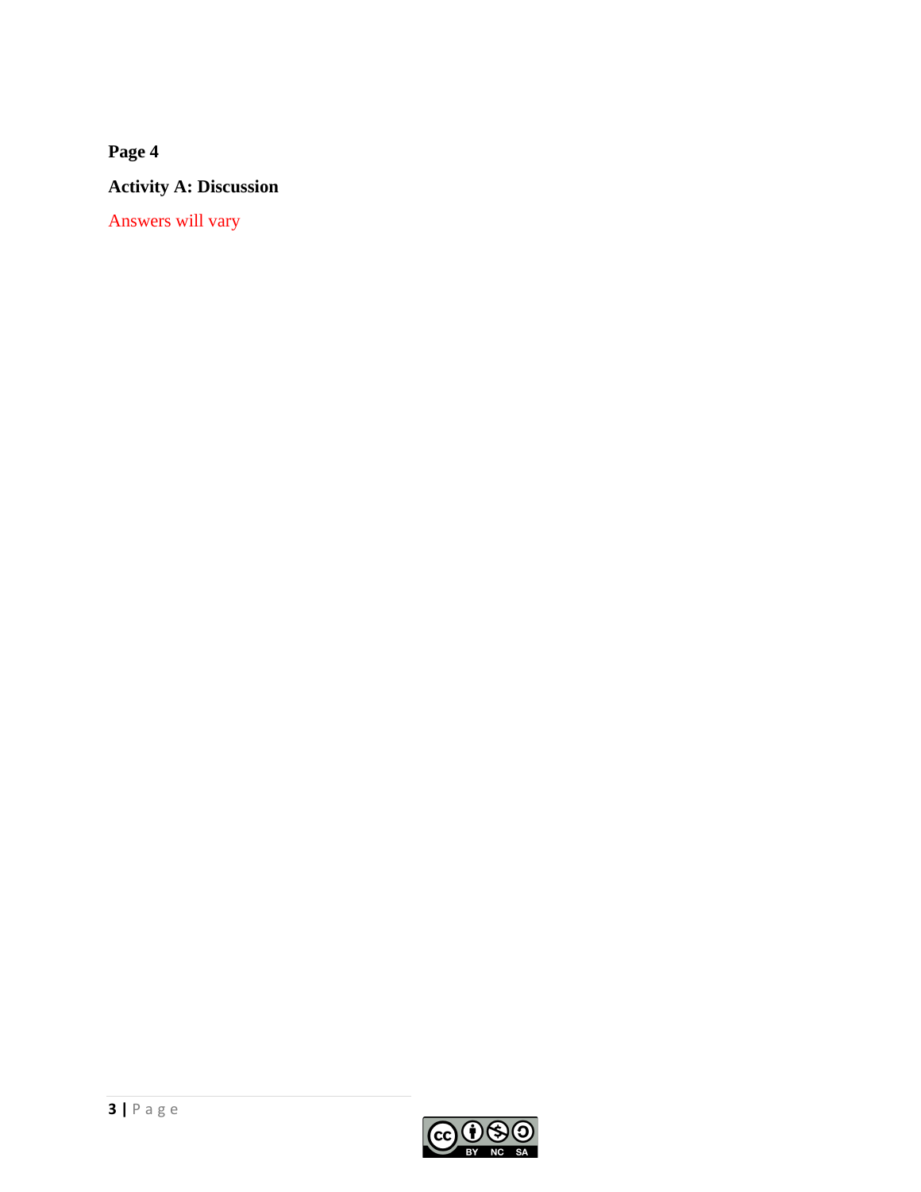**Page 4**

**Activity A: Discussion**

Answers will vary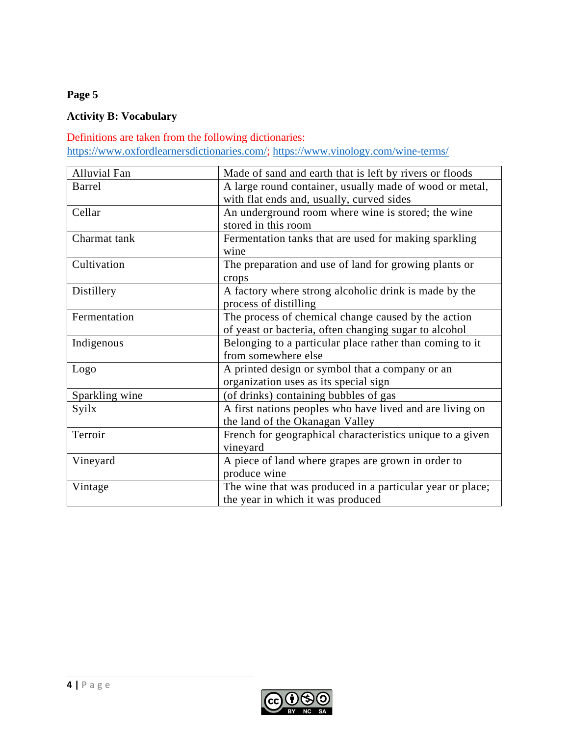**Page 5**

**Activity B: Vocabulary**

Definitions are taken from the following dictionaries:
https://www.oxfordlearnersdictionaries.com/; https://www.vinology.com/wine-terms/

| Alluvial Fan | Made of sand and earth that is left by rivers or floods |
|---|---|
| Barrel | A large round container, usually made of wood or metal, with flat ends and, usually, curved sides |
| Cellar | An underground room where wine is stored; the wine stored in this room |
| Charmat tank | Fermentation tanks that are used for making sparkling wine |
| Cultivation | The preparation and use of land for growing plants or crops |
| Distillery | A factory where strong alcoholic drink is made by the process of distilling |
| Fermentation | The process of chemical change caused by the action of yeast or bacteria, often changing sugar to alcohol |
| Indigenous | Belonging to a particular place rather than coming to it from somewhere else |
| Logo | A printed design or symbol that a company or an organization uses as its special sign |
| Sparkling wine | (of drinks) containing bubbles of gas |
| Syilx | A first nations peoples who have lived and are living on the land of the Okanagan Valley |
| Terroir | French for geographical characteristics unique to a given vineyard |
| Vineyard | A piece of land where grapes are grown in order to produce wine |
| Vintage | The wine that was produced in a particular year or place; the year in which it was produced |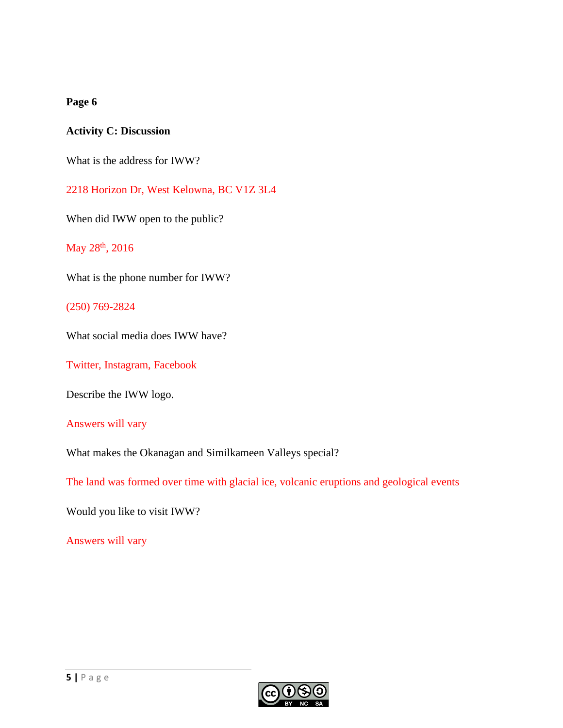**Page 6**

**Activity C: Discussion**

What is the address for IWW?

2218 Horizon Dr, West Kelowna, BC V1Z 3L4

When did IWW open to the public?

May 28th, 2016

What is the phone number for IWW?

(250) 769-2824

What social media does IWW have?

Twitter, Instagram, Facebook

Describe the IWW logo.

Answers will vary

What makes the Okanagan and Similkameen Valleys special?

The land was formed over time with glacial ice, volcanic eruptions and geological events

Would you like to visit IWW?

Answers will vary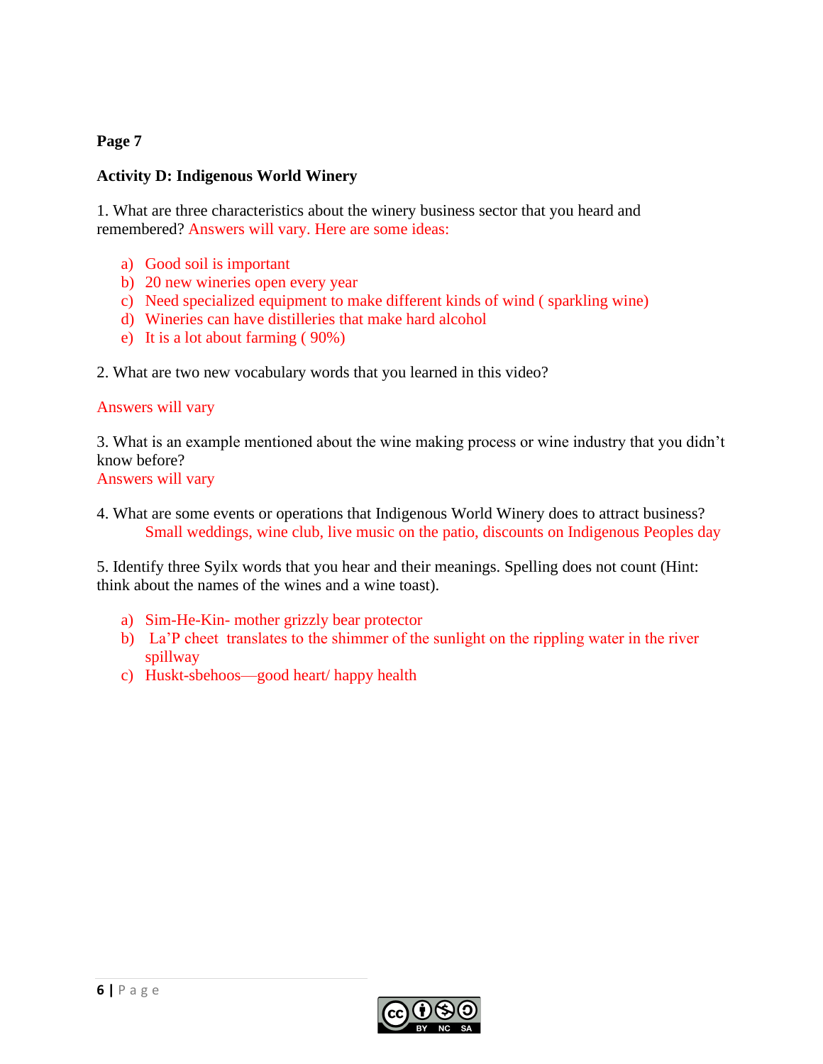**Page 7**

**Activity D: Indigenous World Winery**

1. What are three characteristics about the winery business sector that you heard and remembered? Answers will vary. Here are some ideas:

a) Good soil is important
b) 20 new wineries open every year
c) Need specialized equipment to make different kinds of wind ( sparkling wine)
d) Wineries can have distilleries that make hard alcohol
e) It is a lot about farming ( 90%)

2. What are two new vocabulary words that you learned in this video?

Answers will vary

3. What is an example mentioned about the wine making process or wine industry that you didn't know before?
Answers will vary

4. What are some events or operations that Indigenous World Winery does to attract business?
Small weddings, wine club, live music on the patio, discounts on Indigenous Peoples day

5. Identify three Syilx words that you hear and their meanings. Spelling does not count (Hint: think about the names of the wines and a wine toast).

a) Sim-He-Kin- mother grizzly bear protector
b) La'P cheet translates to the shimmer of the sunlight on the rippling water in the river spillway
c) Huskt-sbehoos—good heart/ happy health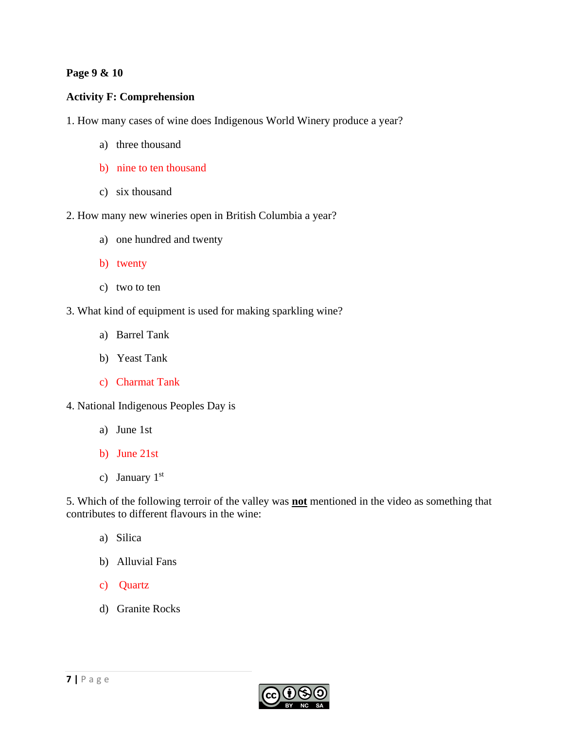**Page 9 & 10**

**Activity F: Comprehension**

1. How many cases of wine does Indigenous World Winery produce a year?

   a) three thousand

   b) nine to ten thousand

   c) six thousand

2. How many new wineries open in British Columbia a year?

   a) one hundred and twenty

   b) twenty

   c) two to ten

3. What kind of equipment is used for making sparkling wine?

   a) Barrel Tank

   b) Yeast Tank

   c) Charmat Tank

4. National Indigenous Peoples Day is

   a) June 1st

   b) June 21st

   c) January 1st

5. Which of the following terroir of the valley was **not** mentioned in the video as something that contributes to different flavours in the wine:

   a) Silica

   b) Alluvial Fans

   c) Quartz

   d) Granite Rocks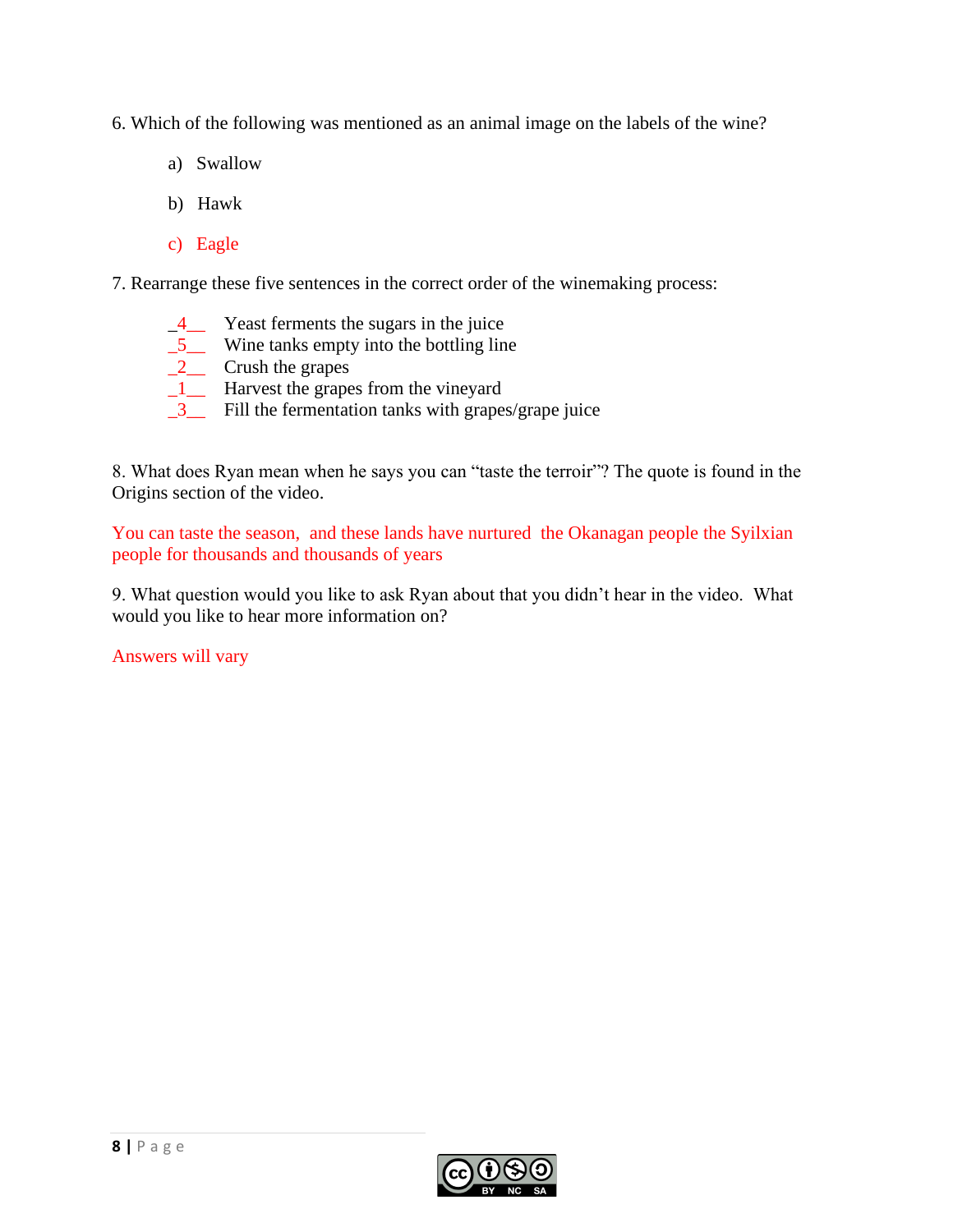6. Which of the following was mentioned as an animal image on the labels of the wine?

a) Swallow

b) Hawk

c) Eagle

7. Rearrange these five sentences in the correct order of the winemaking process:

_4__ Yeast ferments the sugars in the juice
_5__ Wine tanks empty into the bottling line
_2__ Crush the grapes
_1__ Harvest the grapes from the vineyard
_3__ Fill the fermentation tanks with grapes/grape juice

8. What does Ryan mean when he says you can "taste the terroir"? The quote is found in the Origins section of the video.

You can taste the season, and these lands have nurtured the Okanagan people the Syilxian people for thousands and thousands of years

9. What question would you like to ask Ryan about that you didn't hear in the video. What would you like to hear more information on?

Answers will vary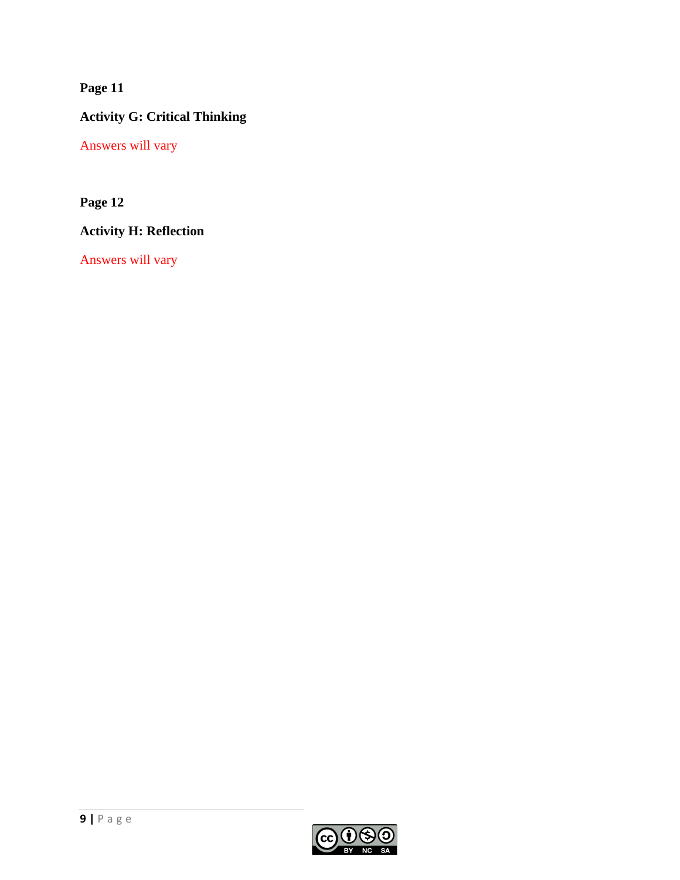**Page 11**

**Activity G: Critical Thinking**

Answers will vary

**Page 12**

**Activity H: Reflection**

Answers will vary